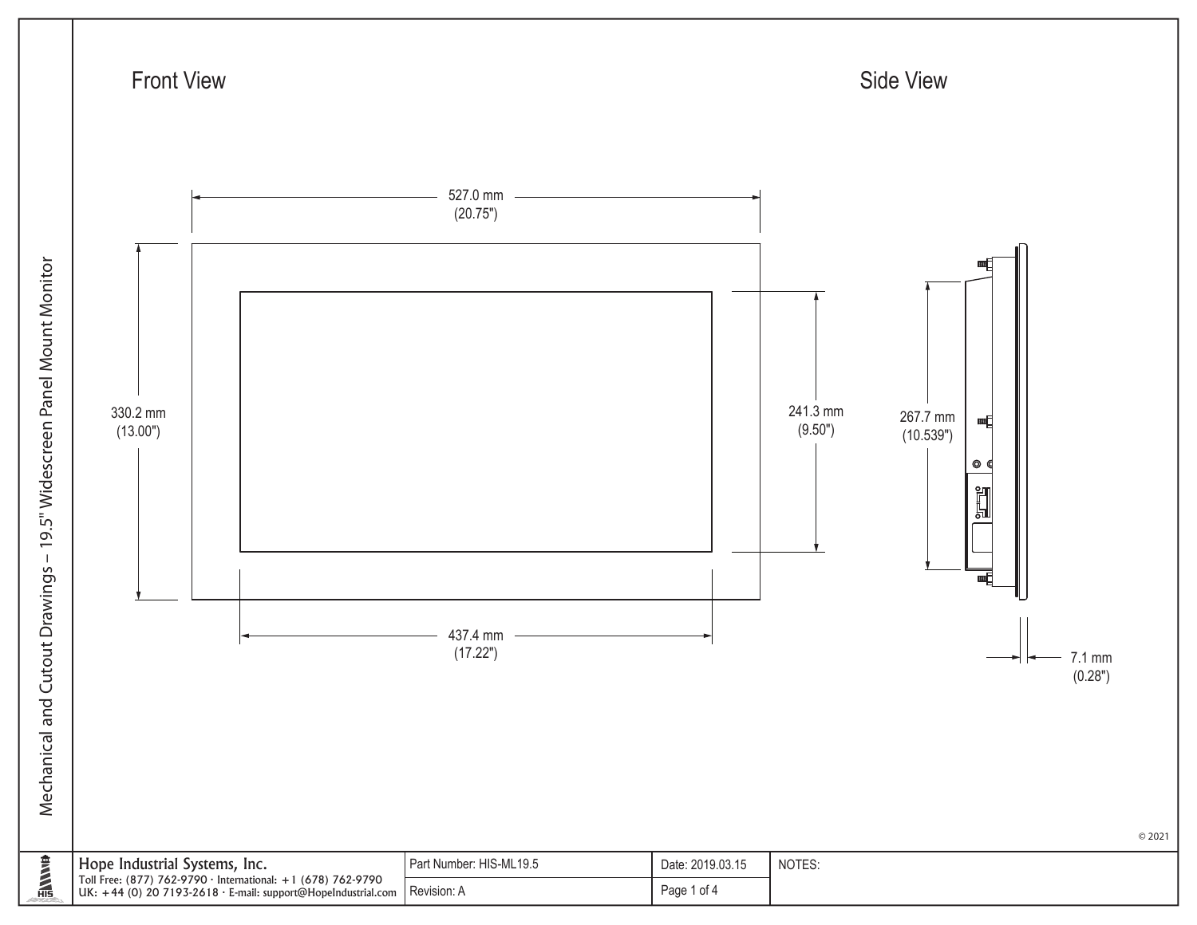# Mechanical and Cutout Drawings – 19.5" Widescreen Panel Mount Monitor

## Front View

527.0 mm
(20.75")

330.2 mm
(13.00")

241.3 mm
(9.50")

437.4 mm
(17.22")

## Side View

267.7 mm
(10.539")

7.1 mm
(0.28")

© 2021

| Hope Industrial Systems, Inc.<br>Toll Free: (877) 762-9790 · International: +1 (678) 762-9790<br>UK: +44 (0) 20 7193-2618 · E-mail: support@HopeIndustrial.com | Part Number: HIS-ML19.5 | Date: 2019.03.15 | NOTES: |
|---|---|---|---|
| | Revision: A | Page 1 of 4 | |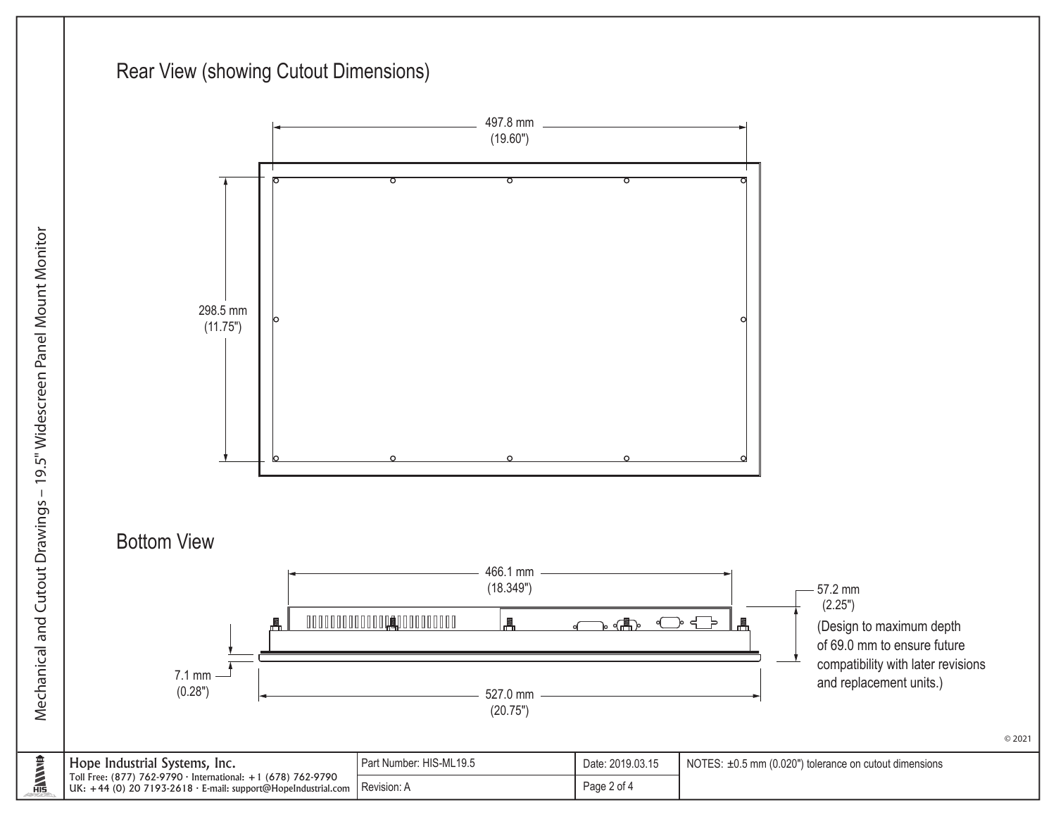## Rear View (showing Cutout Dimensions)

497.8 mm
(19.60")

298.5 mm
(11.75")

## Bottom View

466.1 mm
(18.349")

57.2 mm
(2.25")

(Design to maximum depth of 69.0 mm to ensure future compatibility with later revisions and replacement units.)

7.1 mm
(0.28")

527.0 mm
(20.75")

© 2021

Mechanical and Cutout Drawings – 19.5" Widescreen Panel Mount Monitor

| Hope Industrial Systems, Inc. Toll Free: (877) 762-9790 · International: +1 (678) 762-9790 UK: +44 (0) 20 7193-2618 · E-mail: support@HopeIndustrial.com | Part Number: HIS-ML19.5 | Date: 2019.03.15 | NOTES: ±0.5 mm (0.020") tolerance on cutout dimensions |
|---|---|---|---|
| | Revision: A | Page 2 of 4 | |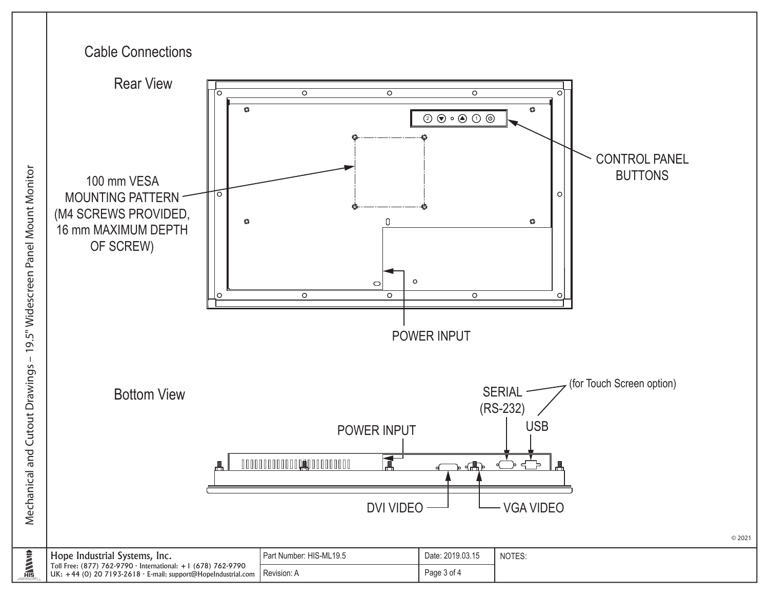# Cable Connections

## Rear View

100 mm VESA MOUNTING PATTERN (M4 SCREWS PROVIDED, 16 mm MAXIMUM DEPTH OF SCREW)

CONTROL PANEL BUTTONS

POWER INPUT

## Bottom View

POWER INPUT

SERIAL (RS-232)

USB

(for Touch Screen option)

DVI VIDEO

VGA VIDEO

© 2021

| Hope Industrial Systems, Inc. Toll Free: (877) 762-9790 · International: +1 (678) 762-9790 UK: +44 (0) 20 7193-2618 · E-mail: support@HopeIndustrial.com | Part Number: HIS-ML19.5 | Date: 2019.03.15 | NOTES: |
|---|---|---|---|
| | Revision: A | | |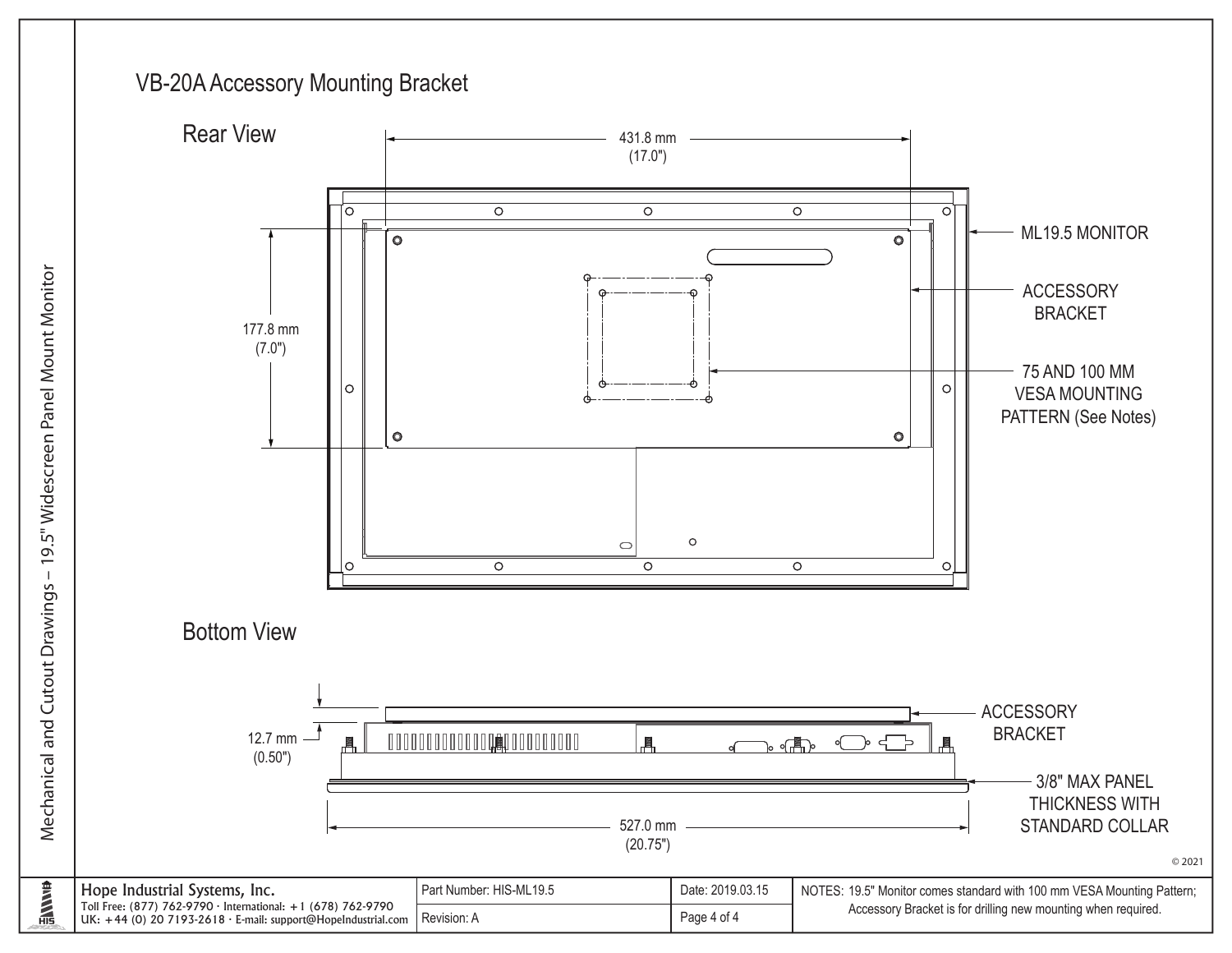# VB-20A Accessory Mounting Bracket

## Rear View

431.8 mm
(17.0")

177.8 mm
(7.0")

ML19.5 MONITOR

ACCESSORY
BRACKET

75 AND 100 MM
VESA MOUNTING
PATTERN (See Notes)

## Bottom View

12.7 mm
(0.50")

ACCESSORY
BRACKET

3/8" MAX PANEL
THICKNESS WITH
STANDARD COLLAR

527.0 mm
(20.75")

© 2021

Mechanical and Cutout Drawings – 19.5" Widescreen Panel Mount Monitor

| | | | |
|---|---|---|---|
| **Hope Industrial Systems, Inc.** Toll Free: (877) 762-9790 · International: +1 (678) 762-9790 UK: +44 (0) 20 7193-2618 · E-mail: support@HopeIndustrial.com | Part Number: HIS-ML19.5 | Date: 2019.03.15 | NOTES: 19.5" Monitor comes standard with 100 mm VESA Mounting Pattern; Accessory Bracket is for drilling new mounting when required. |
| | Revision: A | Page 4 of 4 | |